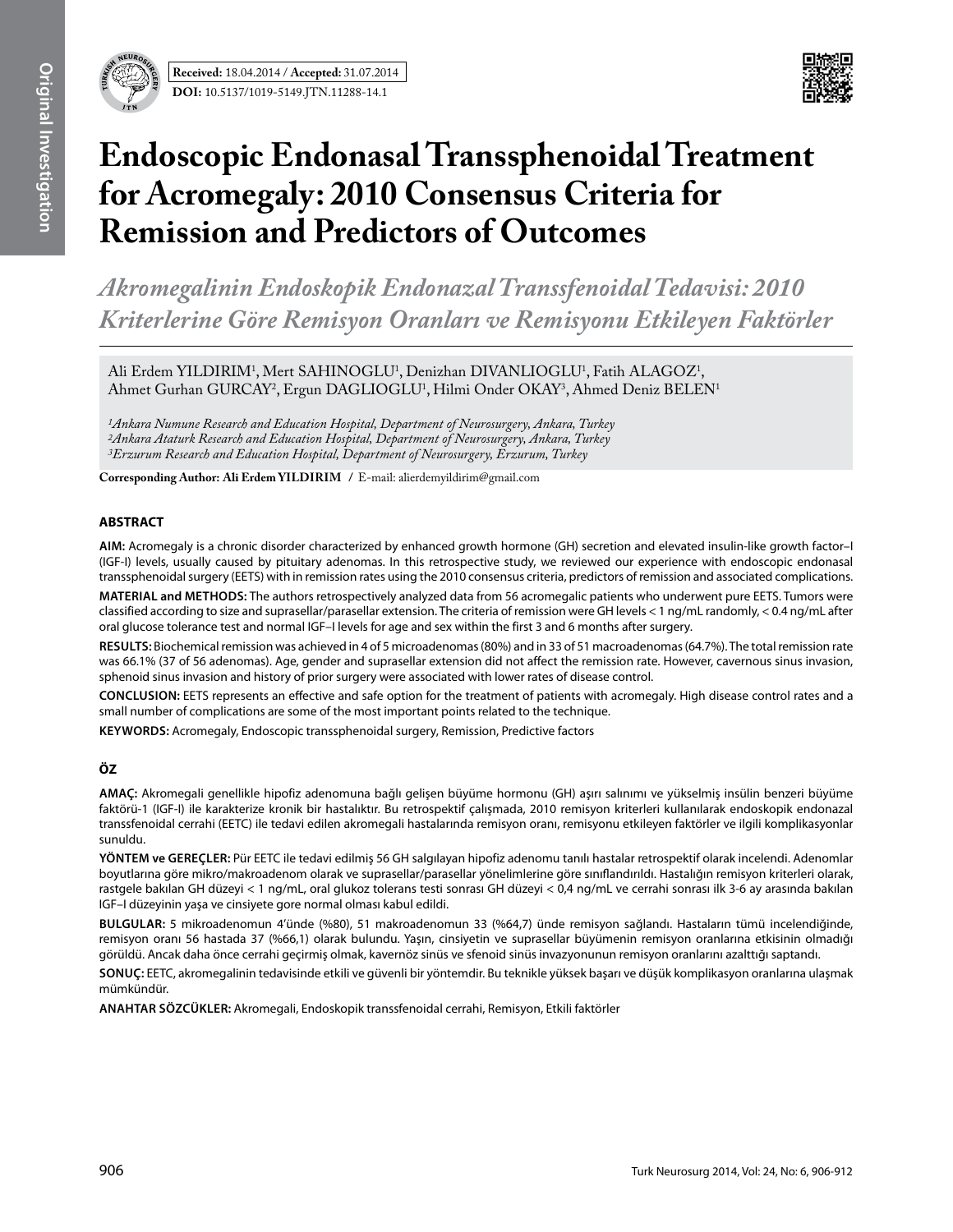Original Investigation

**Received:** 18.04.2014 / **Accepted:** 31.07.2014

**DOI:** 10.5137/1019-5149.JTN.11288-14.1

# Endoscopic Endonasal Transsphenoidal Treatment for Acromegaly: 2010 Consensus Criteria for Remission and Predictors of Outcomes

## *Akromegalinin Endoskopik Endonazal Transsfenoidal Tedavisi: 2010 Kriterlerine Göre Remisyon Oranları ve Remisyonu Etkileyen Faktörler*

Ali Erdem YILDIRIM[1], Mert SAHINOGLU[1], Denizhan DIVANLIOGLU[1], Fatih ALAGOZ[1], Ahmet Gurhan GURCAY[2], Ergun DAGLIOGLU[1], Hilmi Onder OKAY[3], Ahmed Deniz BELEN[1]

*[1]Ankara Numune Research and Education Hospital, Department of Neurosurgery, Ankara, Turkey*
*[2]Ankara Ataturk Research and Education Hospital, Department of Neurosurgery, Ankara, Turkey*
*[3]Erzurum Research and Education Hospital, Department of Neurosurgery, Erzurum, Turkey*

**Corresponding Author: Ali Erdem YILDIRIM** / E-mail: alierdemyildirim@gmail.com

### ABSTRACT

**AIM:** Acromegaly is a chronic disorder characterized by enhanced growth hormone (GH) secretion and elevated insulin-like growth factor–I (IGF-I) levels, usually caused by pituitary adenomas. In this retrospective study, we reviewed our experience with endoscopic endonasal transsphenoidal surgery (EETS) with in remission rates using the 2010 consensus criteria, predictors of remission and associated complications.

**MATERIAL and METHODS:** The authors retrospectively analyzed data from 56 acromegalic patients who underwent pure EETS. Tumors were classified according to size and suprasellar/parasellar extension. The criteria of remission were GH levels < 1 ng/mL randomly, < 0.4 ng/mL after oral glucose tolerance test and normal IGF–I levels for age and sex within the first 3 and 6 months after surgery.

**RESULTS:** Biochemical remission was achieved in 4 of 5 microadenomas (80%) and in 33 of 51 macroadenomas (64.7%). The total remission rate was 66.1% (37 of 56 adenomas). Age, gender and suprasellar extension did not affect the remission rate. However, cavernous sinus invasion, sphenoid sinus invasion and history of prior surgery were associated with lower rates of disease control.

**CONCLUSION:** EETS represents an effective and safe option for the treatment of patients with acromegaly. High disease control rates and a small number of complications are some of the most important points related to the technique.

**KEYWORDS:** Acromegaly, Endoscopic transsphenoidal surgery, Remission, Predictive factors

### ÖZ

**AMAÇ:** Akromegali genellikle hipofiz adenomuna bağlı gelişen büyüme hormonu (GH) aşırı salınımı ve yükselmiş insülin benzeri büyüme faktörü-1 (IGF-I) ile karakterize kronik bir hastalıktır. Bu retrospektif çalışmada, 2010 remisyon kriterleri kullanılarak endoskopik endonazal transsfenoidal cerrahi (EETC) ile tedavi edilen akromegali hastalarında remisyon oranı, remisyonu etkileyen faktörler ve ilgili komplikasyonlar sunuldu.

**YÖNTEM ve GEREÇLER:** Pür EETC ile tedavi edilmiş 56 GH salgılayan hipofiz adenomu tanılı hastalar retrospektif olarak incelendi. Adenomlar boyutlarına göre mikro/makroadenom olarak ve suprasellar/parasellar yönelimlerine göre sınıflandırıldı. Hastalığın remisyon kriterleri olarak, rastgele bakılan GH düzeyi < 1 ng/mL, oral glukoz tolerans testi sonrası GH düzeyi < 0,4 ng/mL ve cerrahi sonrası ilk 3-6 ay arasında bakılan IGF–I düzeyinin yaşa ve cinsiyete gore normal olması kabul edildi.

**BULGULAR:** 5 mikroadenomun 4'ünde (%80), 51 makroadenomun 33 (%64,7) ünde remisyon sağlandı. Hastaların tümü incelendiğinde, remisyon oranı 56 hastada 37 (%66,1) olarak bulundu. Yaşın, cinsiyetin ve suprasellar büyümenin remisyon oranlarına etkisinin olmadığı görüldü. Ancak daha önce cerrahi geçirmiş olmak, kavernöz sinüs ve sfenoid sinüs invazyonunun remisyon oranlarını azalttığı saptandı.

**SONUÇ:** EETC, akromegalinin tedavisinde etkili ve güvenli bir yöntemdir. Bu teknikle yüksek başarı ve düşük komplikasyon oranlarına ulaşmak mümkündür.

**ANAHTAR SÖZCÜKLER:** Akromegali, Endoskopik transsfenoidal cerrahi, Remisyon, Etkili faktörler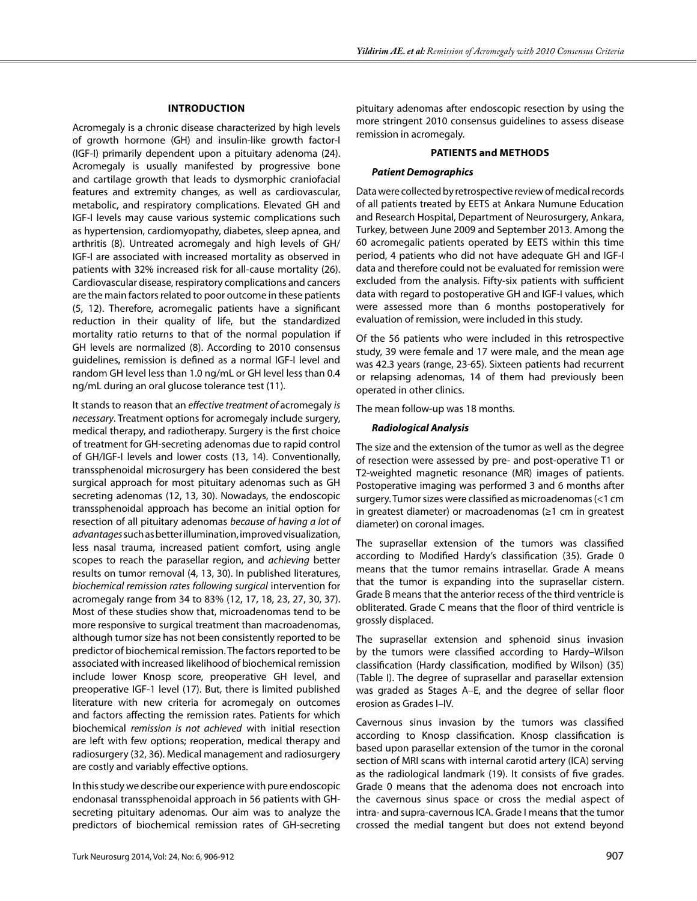## INTRODUCTION

Acromegaly is a chronic disease characterized by high levels of growth hormone (GH) and insulin-like growth factor-I (IGF-I) primarily dependent upon a pituitary adenoma (24). Acromegaly is usually manifested by progressive bone and cartilage growth that leads to dysmorphic craniofacial features and extremity changes, as well as cardiovascular, metabolic, and respiratory complications. Elevated GH and IGF-I levels may cause various systemic complications such as hypertension, cardiomyopathy, diabetes, sleep apnea, and arthritis (8). Untreated acromegaly and high levels of GH/IGF-I are associated with increased mortality as observed in patients with 32% increased risk for all-cause mortality (26). Cardiovascular disease, respiratory complications and cancers are the main factors related to poor outcome in these patients (5, 12). Therefore, acromegalic patients have a significant reduction in their quality of life, but the standardized mortality ratio returns to that of the normal population if GH levels are normalized (8). According to 2010 consensus guidelines, remission is defined as a normal IGF-I level and random GH level less than 1.0 ng/mL or GH level less than 0.4 ng/mL during an oral glucose tolerance test (11).

It stands to reason that an *effective treatment of* acromegaly *is necessary*. Treatment options for acromegaly include surgery, medical therapy, and radiotherapy. Surgery is the first choice of treatment for GH-secreting adenomas due to rapid control of GH/IGF-I levels and lower costs (13, 14). Conventionally, transsphenoidal microsurgery has been considered the best surgical approach for most pituitary adenomas such as GH secreting adenomas (12, 13, 30). Nowadays, the endoscopic transsphenoidal approach has become an initial option for resection of all pituitary adenomas *because of having a lot of advantages* such as better illumination, improved visualization, less nasal trauma, increased patient comfort, using angle scopes to reach the parasellar region, and *achieving* better results on tumor removal (4, 13, 30). In published literatures, *biochemical remission rates following surgical* intervention for acromegaly range from 34 to 83% (12, 17, 18, 23, 27, 30, 37). Most of these studies show that, microadenomas tend to be more responsive to surgical treatment than macroadenomas, although tumor size has not been consistently reported to be predictor of biochemical remission. The factors reported to be associated with increased likelihood of biochemical remission include lower Knosp score, preoperative GH level, and preoperative IGF-1 level (17). But, there is limited published literature with new criteria for acromegaly on outcomes and factors affecting the remission rates. Patients for which biochemical *remission is not achieved* with initial resection are left with few options; reoperation, medical therapy and radiosurgery (32, 36). Medical management and radiosurgery are costly and variably effective options.

In this study we describe our experience with pure endoscopic endonasal transsphenoidal approach in 56 patients with GH-secreting pituitary adenomas. Our aim was to analyze the predictors of biochemical remission rates of GH-secreting pituitary adenomas after endoscopic resection by using the more stringent 2010 consensus guidelines to assess disease remission in acromegaly.

## PATIENTS and METHODS

### *Patient Demographics*

Data were collected by retrospective review of medical records of all patients treated by EETS at Ankara Numune Education and Research Hospital, Department of Neurosurgery, Ankara, Turkey, between June 2009 and September 2013. Among the 60 acromegalic patients operated by EETS within this time period, 4 patients who did not have adequate GH and IGF-I data and therefore could not be evaluated for remission were excluded from the analysis. Fifty-six patients with sufficient data with regard to postoperative GH and IGF-I values, which were assessed more than 6 months postoperatively for evaluation of remission, were included in this study.

Of the 56 patients who were included in this retrospective study, 39 were female and 17 were male, and the mean age was 42.3 years (range, 23-65). Sixteen patients had recurrent or relapsing adenomas, 14 of them had previously been operated in other clinics.

The mean follow-up was 18 months.

### *Radiological Analysis*

The size and the extension of the tumor as well as the degree of resection were assessed by pre- and post-operative T1 or T2-weighted magnetic resonance (MR) images of patients. Postoperative imaging was performed 3 and 6 months after surgery. Tumor sizes were classified as microadenomas (<1 cm in greatest diameter) or macroadenomas (≥1 cm in greatest diameter) on coronal images.

The suprasellar extension of the tumors was classified according to Modified Hardy's classification (35). Grade 0 means that the tumor remains intrasellar. Grade A means that the tumor is expanding into the suprasellar cistern. Grade B means that the anterior recess of the third ventricle is obliterated. Grade C means that the floor of third ventricle is grossly displaced.

The suprasellar extension and sphenoid sinus invasion by the tumors were classified according to Hardy–Wilson classification (Hardy classification, modified by Wilson) (35) (Table I). The degree of suprasellar and parasellar extension was graded as Stages A–E, and the degree of sellar floor erosion as Grades I–IV.

Cavernous sinus invasion by the tumors was classified according to Knosp classification. Knosp classification is based upon parasellar extension of the tumor in the coronal section of MRI scans with internal carotid artery (ICA) serving as the radiological landmark (19). It consists of five grades. Grade 0 means that the adenoma does not encroach into the cavernous sinus space or cross the medial aspect of intra- and supra-cavernous ICA. Grade I means that the tumor crossed the medial tangent but does not extend beyond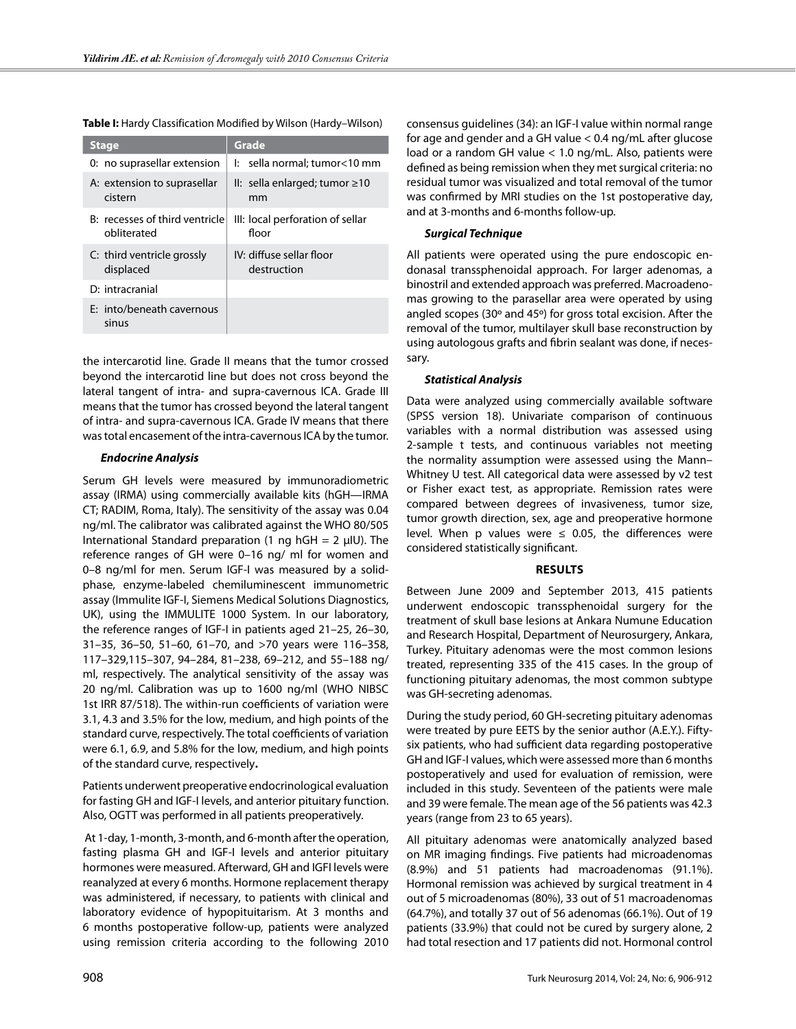**Table I:** Hardy Classification Modified by Wilson (Hardy–Wilson)

| Stage | Grade |
|---|---|
| 0: no suprasellar extension | I: sella normal; tumor<10 mm |
| A: extension to suprasellar cistern | II: sella enlarged; tumor ≥10 mm |
| B: recesses of third ventricle obliterated | III: local perforation of sellar floor |
| C: third ventricle grossly displaced | IV: diffuse sellar floor destruction |
| D: intracranial | |
| E: into/beneath cavernous sinus | |

the intercarotid line. Grade II means that the tumor crossed beyond the intercarotid line but does not cross beyond the lateral tangent of intra- and supra-cavernous ICA. Grade III means that the tumor has crossed beyond the lateral tangent of intra- and supra-cavernous ICA. Grade IV means that there was total encasement of the intra-cavernous ICA by the tumor.

***Endocrine Analysis***

Serum GH levels were measured by immunoradiometric assay (IRMA) using commercially available kits (hGH—IRMA CT; RADIM, Roma, Italy). The sensitivity of the assay was 0.04 ng/ml. The calibrator was calibrated against the WHO 80/505 International Standard preparation (1 ng hGH = 2 μIU). The reference ranges of GH were 0–16 ng/ ml for women and 0–8 ng/ml for men. Serum IGF-I was measured by a solid-phase, enzyme-labeled chemiluminescent immunometric assay (Immulite IGF-I, Siemens Medical Solutions Diagnostics, UK), using the IMMULITE 1000 System. In our laboratory, the reference ranges of IGF-I in patients aged 21–25, 26–30, 31–35, 36–50, 51–60, 61–70, and >70 years were 116–358, 117–329,115–307, 94–284, 81–238, 69–212, and 55–188 ng/ml, respectively. The analytical sensitivity of the assay was 20 ng/ml. Calibration was up to 1600 ng/ml (WHO NIBSC 1st IRR 87/518). The within-run coefficients of variation were 3.1, 4.3 and 3.5% for the low, medium, and high points of the standard curve, respectively. The total coefficients of variation were 6.1, 6.9, and 5.8% for the low, medium, and high points of the standard curve, respectively**.**

Patients underwent preoperative endocrinological evaluation for fasting GH and IGF-I levels, and anterior pituitary function. Also, OGTT was performed in all patients preoperatively.

At 1-day, 1-month, 3-month, and 6-month after the operation, fasting plasma GH and IGF-I levels and anterior pituitary hormones were measured. Afterward, GH and IGFI levels were reanalyzed at every 6 months. Hormone replacement therapy was administered, if necessary, to patients with clinical and laboratory evidence of hypopituitarism. At 3 months and 6 months postoperative follow-up, patients were analyzed using remission criteria according to the following 2010 consensus guidelines (34): an IGF-I value within normal range for age and gender and a GH value < 0.4 ng/mL after glucose load or a random GH value < 1.0 ng/mL. Also, patients were defined as being remission when they met surgical criteria: no residual tumor was visualized and total removal of the tumor was confirmed by MRI studies on the 1st postoperative day, and at 3-months and 6-months follow-up.

***Surgical Technique***

All patients were operated using the pure endoscopic endonasal transsphenoidal approach. For larger adenomas, a binostril and extended approach was preferred. Macroadenomas growing to the parasellar area were operated by using angled scopes (30º and 45º) for gross total excision. After the removal of the tumor, multilayer skull base reconstruction by using autologous grafts and fibrin sealant was done, if necessary.

***Statistical Analysis***

Data were analyzed using commercially available software (SPSS version 18). Univariate comparison of continuous variables with a normal distribution was assessed using 2-sample t tests, and continuous variables not meeting the normality assumption were assessed using the Mann–Whitney U test. All categorical data were assessed by v2 test or Fisher exact test, as appropriate. Remission rates were compared between degrees of invasiveness, tumor size, tumor growth direction, sex, age and preoperative hormone level. When p values were ≤ 0.05, the differences were considered statistically significant.

## RESULTS

Between June 2009 and September 2013, 415 patients underwent endoscopic transsphenoidal surgery for the treatment of skull base lesions at Ankara Numune Education and Research Hospital, Department of Neurosurgery, Ankara, Turkey. Pituitary adenomas were the most common lesions treated, representing 335 of the 415 cases. In the group of functioning pituitary adenomas, the most common subtype was GH-secreting adenomas.

During the study period, 60 GH-secreting pituitary adenomas were treated by pure EETS by the senior author (A.E.Y.). Fifty-six patients, who had sufficient data regarding postoperative GH and IGF-I values, which were assessed more than 6 months postoperatively and used for evaluation of remission, were included in this study. Seventeen of the patients were male and 39 were female. The mean age of the 56 patients was 42.3 years (range from 23 to 65 years).

All pituitary adenomas were anatomically analyzed based on MR imaging findings. Five patients had microadenomas (8.9%) and 51 patients had macroadenomas (91.1%). Hormonal remission was achieved by surgical treatment in 4 out of 5 microadenomas (80%), 33 out of 51 macroadenomas (64.7%), and totally 37 out of 56 adenomas (66.1%). Out of 19 patients (33.9%) that could not be cured by surgery alone, 2 had total resection and 17 patients did not. Hormonal control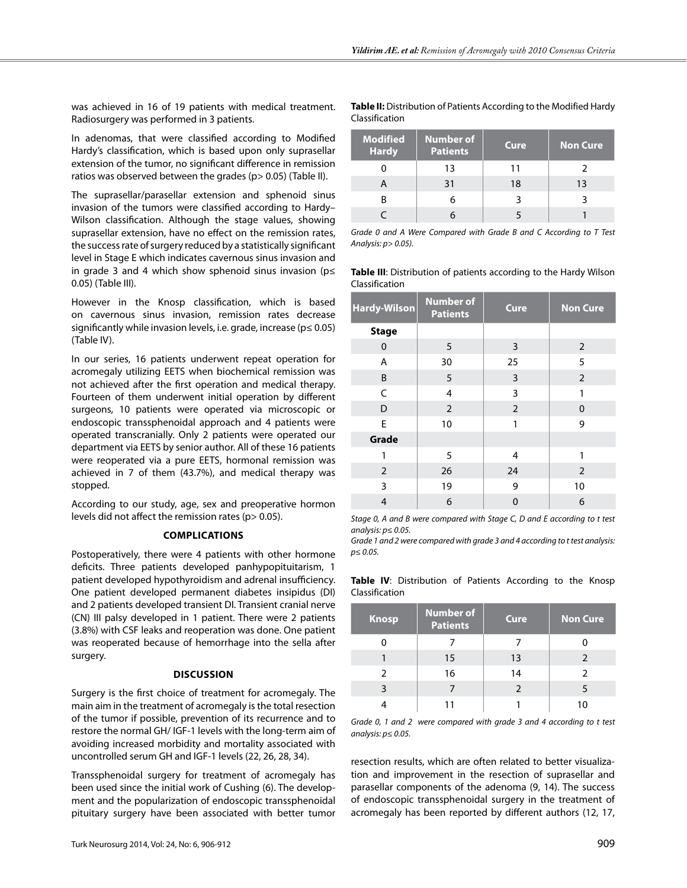was achieved in 16 of 19 patients with medical treatment. Radiosurgery was performed in 3 patients.

In adenomas, that were classified according to Modified Hardy's classification, which is based upon only suprasellar extension of the tumor, no significant difference in remission ratios was observed between the grades ($p > 0.05$) (Table II).

The suprasellar/parasellar extension and sphenoid sinus invasion of the tumors were classified according to Hardy–Wilson classification. Although the stage values, showing suprasellar extension, have no effect on the remission rates, the success rate of surgery reduced by a statistically significant level in Stage E which indicates cavernous sinus invasion and in grade 3 and 4 which show sphenoid sinus invasion ($p \leq 0.05$) (Table III).

However in the Knosp classification, which is based on cavernous sinus invasion, remission rates decrease significantly while invasion levels, i.e. grade, increase ($p \leq 0.05$) (Table IV).

In our series, 16 patients underwent repeat operation for acromegaly utilizing EETS when biochemical remission was not achieved after the first operation and medical therapy. Fourteen of them underwent initial operation by different surgeons, 10 patients were operated via microscopic or endoscopic transsphenoidal approach and 4 patients were operated transcranially. Only 2 patients were operated our department via EETS by senior author. All of these 16 patients were reoperated via a pure EETS, hormonal remission was achieved in 7 of them (43.7%), and medical therapy was stopped.

According to our study, age, sex and preoperative hormon levels did not affect the remission rates ($p > 0.05$).

**Table II:** Distribution of Patients According to the Modified Hardy Classification

| Modified Hardy | Number of Patients | Cure | Non Cure |
|---|---|---|---|
| 0 | 13 | 11 | 2 |
| A | 31 | 18 | 13 |
| B | 6 | 3 | 3 |
| C | 6 | 5 | 1 |

*Grade 0 and A Were Compared with Grade B and C According to T Test Analysis: $p > 0.05$).*

**Table III**: Distribution of patients according to the Hardy Wilson Classification

| Hardy-Wilson | Number of Patients | Cure | Non Cure |
|---|---|---|---|
| **Stage** | | | |
| 0 | 5 | 3 | 2 |
| A | 30 | 25 | 5 |
| B | 5 | 3 | 2 |
| C | 4 | 3 | 1 |
| D | 2 | 2 | 0 |
| E | 10 | 1 | 9 |
| **Grade** | | | |
| 1 | 5 | 4 | 1 |
| 2 | 26 | 24 | 2 |
| 3 | 19 | 9 | 10 |
| 4 | 6 | 0 | 6 |

*Stage 0, A and B were compared with Stage C, D and E according to t test analysis: $p \leq 0.05$.*
*Grade 1 and 2 were compared with grade 3 and 4 according to t test analysis: $p \leq 0.05$.*

**Table IV**: Distribution of Patients According to the Knosp Classification

| Knosp | Number of Patients | Cure | Non Cure |
|---|---|---|---|
| 0 | 7 | 7 | 0 |
| 1 | 15 | 13 | 2 |
| 2 | 16 | 14 | 2 |
| 3 | 7 | 2 | 5 |
| 4 | 11 | 1 | 10 |

*Grade 0, 1 and 2 were compared with grade 3 and 4 according to t test analysis: $p \leq 0.05$.*

### COMPLICATIONS

Postoperatively, there were 4 patients with other hormone deficits. Three patients developed panhypopituitarism, 1 patient developed hypothyroidism and adrenal insufficiency. One patient developed permanent diabetes insipidus (DI) and 2 patients developed transient DI. Transient cranial nerve (CN) III palsy developed in 1 patient. There were 2 patients (3.8%) with CSF leaks and reoperation was done. One patient was reoperated because of hemorrhage into the sella after surgery.

## DISCUSSION

Surgery is the first choice of treatment for acromegaly. The main aim in the treatment of acromegaly is the total resection of the tumor if possible, prevention of its recurrence and to restore the normal GH/ IGF-1 levels with the long-term aim of avoiding increased morbidity and mortality associated with uncontrolled serum GH and IGF-1 levels (22, 26, 28, 34).

Transsphenoidal surgery for treatment of acromegaly has been used since the initial work of Cushing (6). The development and the popularization of endoscopic transsphenoidal pituitary surgery have been associated with better tumor resection results, which are often related to better visualization and improvement in the resection of suprasellar and parasellar components of the adenoma (9, 14). The success of endoscopic transsphenoidal surgery in the treatment of acromegaly has been reported by different authors (12, 17,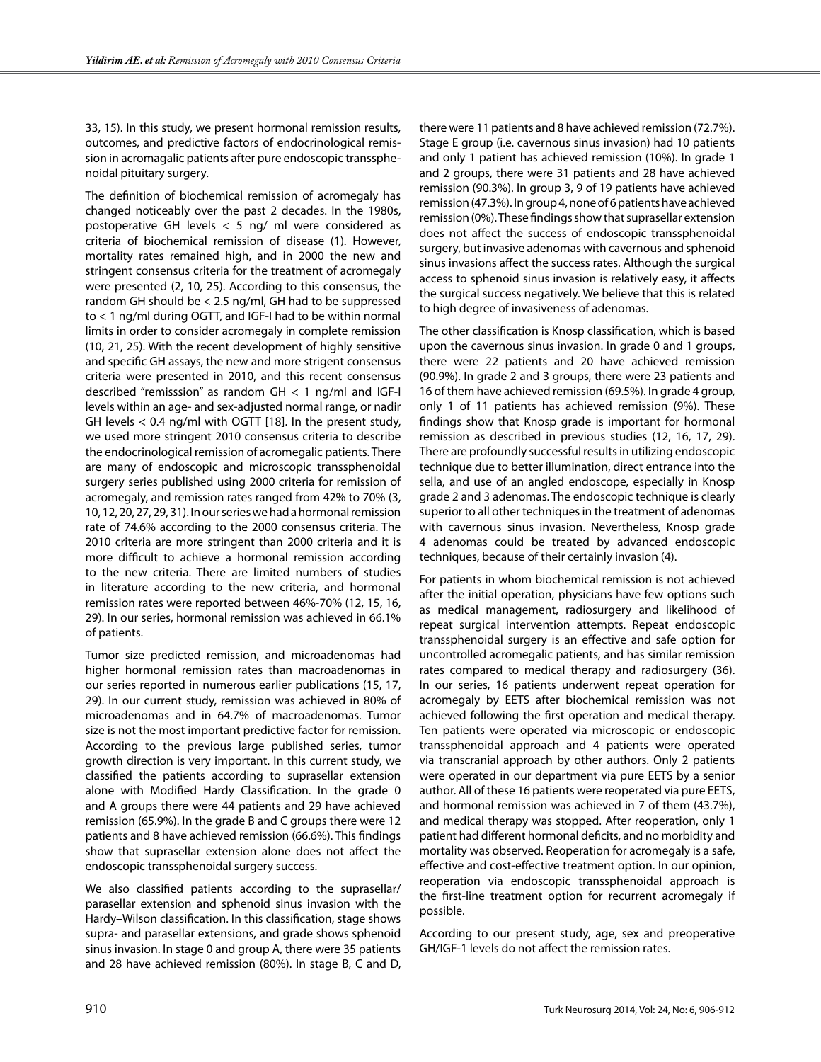33, 15). In this study, we present hormonal remission results, outcomes, and predictive factors of endocrinological remission in acromagalic patients after pure endoscopic transsphenoidal pituitary surgery.

The definition of biochemical remission of acromegaly has changed noticeably over the past 2 decades. In the 1980s, postoperative GH levels < 5 ng/ ml were considered as criteria of biochemical remission of disease (1). However, mortality rates remained high, and in 2000 the new and stringent consensus criteria for the treatment of acromegaly were presented (2, 10, 25). According to this consensus, the random GH should be < 2.5 ng/ml, GH had to be suppressed to < 1 ng/ml during OGTT, and IGF-I had to be within normal limits in order to consider acromegaly in complete remission (10, 21, 25). With the recent development of highly sensitive and specific GH assays, the new and more strigent consensus criteria were presented in 2010, and this recent consensus described "remisssion" as random GH < 1 ng/ml and IGF-I levels within an age- and sex-adjusted normal range, or nadir GH levels < 0.4 ng/ml with OGTT [18]. In the present study, we used more stringent 2010 consensus criteria to describe the endocrinological remission of acromegalic patients. There are many of endoscopic and microscopic transsphenoidal surgery series published using 2000 criteria for remission of acromegaly, and remission rates ranged from 42% to 70% (3, 10, 12, 20, 27, 29, 31). In our series we had a hormonal remission rate of 74.6% according to the 2000 consensus criteria. The 2010 criteria are more stringent than 2000 criteria and it is more difficult to achieve a hormonal remission according to the new criteria. There are limited numbers of studies in literature according to the new criteria, and hormonal remission rates were reported between 46%-70% (12, 15, 16, 29). In our series, hormonal remission was achieved in 66.1% of patients.

Tumor size predicted remission, and microadenomas had higher hormonal remission rates than macroadenomas in our series reported in numerous earlier publications (15, 17, 29). In our current study, remission was achieved in 80% of microadenomas and in 64.7% of macroadenomas. Tumor size is not the most important predictive factor for remission. According to the previous large published series, tumor growth direction is very important. In this current study, we classified the patients according to suprasellar extension alone with Modified Hardy Classification. In the grade 0 and A groups there were 44 patients and 29 have achieved remission (65.9%). In the grade B and C groups there were 12 patients and 8 have achieved remission (66.6%). This findings show that suprasellar extension alone does not affect the endoscopic transsphenoidal surgery success.

We also classified patients according to the suprasellar/ parasellar extension and sphenoid sinus invasion with the Hardy–Wilson classification. In this classification, stage shows supra- and parasellar extensions, and grade shows sphenoid sinus invasion. In stage 0 and group A, there were 35 patients and 28 have achieved remission (80%). In stage B, C and D, there were 11 patients and 8 have achieved remission (72.7%). Stage E group (i.e. cavernous sinus invasion) had 10 patients and only 1 patient has achieved remission (10%). In grade 1 and 2 groups, there were 31 patients and 28 have achieved remission (90.3%). In group 3, 9 of 19 patients have achieved remission (47.3%). In group 4, none of 6 patients have achieved remission (0%). These findings show that suprasellar extension does not affect the success of endoscopic transsphenoidal surgery, but invasive adenomas with cavernous and sphenoid sinus invasions affect the success rates. Although the surgical access to sphenoid sinus invasion is relatively easy, it affects the surgical success negatively. We believe that this is related to high degree of invasiveness of adenomas.

The other classification is Knosp classification, which is based upon the cavernous sinus invasion. In grade 0 and 1 groups, there were 22 patients and 20 have achieved remission (90.9%). In grade 2 and 3 groups, there were 23 patients and 16 of them have achieved remission (69.5%). In grade 4 group, only 1 of 11 patients has achieved remission (9%). These findings show that Knosp grade is important for hormonal remission as described in previous studies (12, 16, 17, 29). There are profoundly successful results in utilizing endoscopic technique due to better illumination, direct entrance into the sella, and use of an angled endoscope, especially in Knosp grade 2 and 3 adenomas. The endoscopic technique is clearly superior to all other techniques in the treatment of adenomas with cavernous sinus invasion. Nevertheless, Knosp grade 4 adenomas could be treated by advanced endoscopic techniques, because of their certainly invasion (4).

For patients in whom biochemical remission is not achieved after the initial operation, physicians have few options such as medical management, radiosurgery and likelihood of repeat surgical intervention attempts. Repeat endoscopic transsphenoidal surgery is an effective and safe option for uncontrolled acromegalic patients, and has similar remission rates compared to medical therapy and radiosurgery (36). In our series, 16 patients underwent repeat operation for acromegaly by EETS after biochemical remission was not achieved following the first operation and medical therapy. Ten patients were operated via microscopic or endoscopic transsphenoidal approach and 4 patients were operated via transcranial approach by other authors. Only 2 patients were operated in our department via pure EETS by a senior author. All of these 16 patients were reoperated via pure EETS, and hormonal remission was achieved in 7 of them (43.7%), and medical therapy was stopped. After reoperation, only 1 patient had different hormonal deficits, and no morbidity and mortality was observed. Reoperation for acromegaly is a safe, effective and cost-effective treatment option. In our opinion, reoperation via endoscopic transsphenoidal approach is the first-line treatment option for recurrent acromegaly if possible.

According to our present study, age, sex and preoperative GH/IGF-1 levels do not affect the remission rates.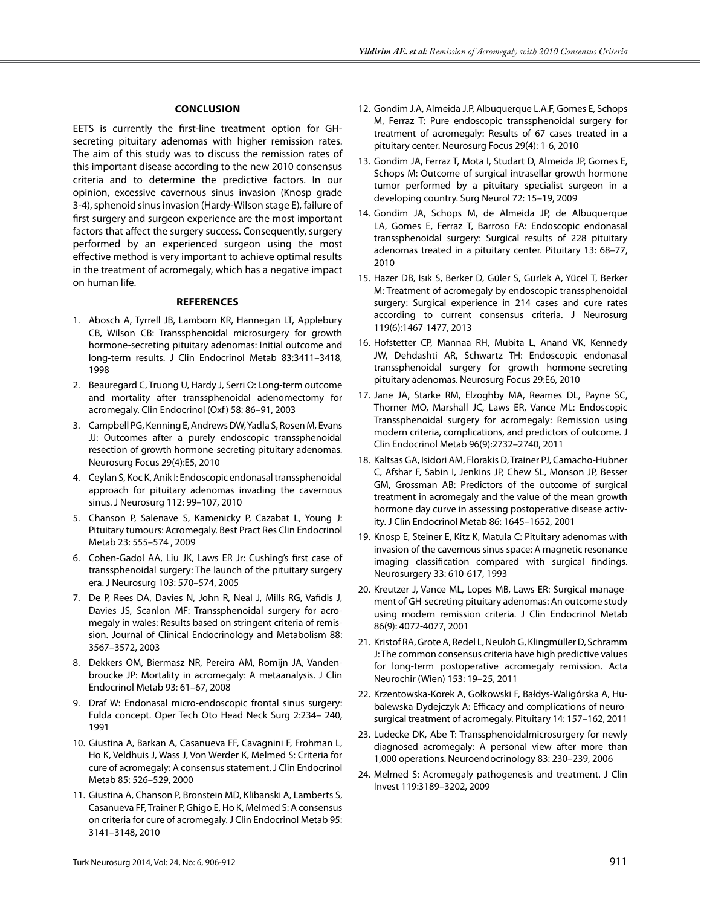## CONCLUSION

EETS is currently the first-line treatment option for GH-secreting pituitary adenomas with higher remission rates. The aim of this study was to discuss the remission rates of this important disease according to the new 2010 consensus criteria and to determine the predictive factors. In our opinion, excessive cavernous sinus invasion (Knosp grade 3-4), sphenoid sinus invasion (Hardy-Wilson stage E), failure of first surgery and surgeon experience are the most important factors that affect the surgery success. Consequently, surgery performed by an experienced surgeon using the most effective method is very important to achieve optimal results in the treatment of acromegaly, which has a negative impact on human life.

## REFERENCES

1. Abosch A, Tyrrell JB, Lamborn KR, Hannegan LT, Applebury CB, Wilson CB: Transsphenoidal microsurgery for growth hormone-secreting pituitary adenomas: Initial outcome and long-term results. J Clin Endocrinol Metab 83:3411–3418, 1998
2. Beauregard C, Truong U, Hardy J, Serri O: Long-term outcome and mortality after transsphenoidal adenomectomy for acromegaly. Clin Endocrinol (Oxf) 58: 86–91, 2003
3. Campbell PG, Kenning E, Andrews DW, Yadla S, Rosen M, Evans JJ: Outcomes after a purely endoscopic transsphenoidal resection of growth hormone-secreting pituitary adenomas. Neurosurg Focus 29(4):E5, 2010
4. Ceylan S, Koc K, Anik I: Endoscopic endonasal transsphenoidal approach for pituitary adenomas invading the cavernous sinus. J Neurosurg 112: 99–107, 2010
5. Chanson P, Salenave S, Kamenicky P, Cazabat L, Young J: Pituitary tumours: Acromegaly. Best Pract Res Clin Endocrinol Metab 23: 555–574 , 2009
6. Cohen-Gadol AA, Liu JK, Laws ER Jr: Cushing's first case of transsphenoidal surgery: The launch of the pituitary surgery era. J Neurosurg 103: 570–574, 2005
7. De P, Rees DA, Davies N, John R, Neal J, Mills RG, Vafidis J, Davies JS, Scanlon MF: Transsphenoidal surgery for acromegaly in wales: Results based on stringent criteria of remission. Journal of Clinical Endocrinology and Metabolism 88: 3567–3572, 2003
8. Dekkers OM, Biermasz NR, Pereira AM, Romijn JA, Vandenbroucke JP: Mortality in acromegaly: A metaanalysis. J Clin Endocrinol Metab 93: 61–67, 2008
9. Draf W: Endonasal micro-endoscopic frontal sinus surgery: Fulda concept. Oper Tech Oto Head Neck Surg 2:234– 240, 1991
10. Giustina A, Barkan A, Casanueva FF, Cavagnini F, Frohman L, Ho K, Veldhuis J, Wass J, Von Werder K, Melmed S: Criteria for cure of acromegaly: A consensus statement. J Clin Endocrinol Metab 85: 526–529, 2000
11. Giustina A, Chanson P, Bronstein MD, Klibanski A, Lamberts S, Casanueva FF, Trainer P, Ghigo E, Ho K, Melmed S: A consensus on criteria for cure of acromegaly. J Clin Endocrinol Metab 95: 3141–3148, 2010
12. Gondim J.A, Almeida J.P, Albuquerque L.A.F, Gomes E, Schops M, Ferraz T: Pure endoscopic transsphenoidal surgery for treatment of acromegaly: Results of 67 cases treated in a pituitary center. Neurosurg Focus 29(4): 1-6, 2010
13. Gondim JA, Ferraz T, Mota I, Studart D, Almeida JP, Gomes E, Schops M: Outcome of surgical intrasellar growth hormone tumor performed by a pituitary specialist surgeon in a developing country. Surg Neurol 72: 15–19, 2009
14. Gondim JA, Schops M, de Almeida JP, de Albuquerque LA, Gomes E, Ferraz T, Barroso FA: Endoscopic endonasal transsphenoidal surgery: Surgical results of 228 pituitary adenomas treated in a pituitary center. Pituitary 13: 68–77, 2010
15. Hazer DB, Isık S, Berker D, Güler S, Gürlek A, Yücel T, Berker M: Treatment of acromegaly by endoscopic transsphenoidal surgery: Surgical experience in 214 cases and cure rates according to current consensus criteria. J Neurosurg 119(6):1467-1477, 2013
16. Hofstetter CP, Mannaa RH, Mubita L, Anand VK, Kennedy JW, Dehdashti AR, Schwartz TH: Endoscopic endonasal transsphenoidal surgery for growth hormone-secreting pituitary adenomas. Neurosurg Focus 29:E6, 2010
17. Jane JA, Starke RM, Elzoghby MA, Reames DL, Payne SC, Thorner MO, Marshall JC, Laws ER, Vance ML: Endoscopic Transsphenoidal surgery for acromegaly: Remission using modern criteria, complications, and predictors of outcome. J Clin Endocrinol Metab 96(9):2732–2740, 2011
18. Kaltsas GA, Isidori AM, Florakis D, Trainer PJ, Camacho-Hubner C, Afshar F, Sabin I, Jenkins JP, Chew SL, Monson JP, Besser GM, Grossman AB: Predictors of the outcome of surgical treatment in acromegaly and the value of the mean growth hormone day curve in assessing postoperative disease activity. J Clin Endocrinol Metab 86: 1645–1652, 2001
19. Knosp E, Steiner E, Kitz K, Matula C: Pituitary adenomas with invasion of the cavernous sinus space: A magnetic resonance imaging classification compared with surgical findings. Neurosurgery 33: 610-617, 1993
20. Kreutzer J, Vance ML, Lopes MB, Laws ER: Surgical management of GH-secreting pituitary adenomas: An outcome study using modern remission criteria. J Clin Endocrinol Metab 86(9): 4072-4077, 2001
21. Kristof RA, Grote A, Redel L, Neuloh G, Klingmüller D, Schramm J: The common consensus criteria have high predictive values for long-term postoperative acromegaly remission. Acta Neurochir (Wien) 153: 19–25, 2011
22. Krzentowska-Korek A, Gołkowski F, Bałdys-Waligórska A, Hubalewska-Dydejczyk A: Efficacy and complications of neurosurgical treatment of acromegaly. Pituitary 14: 157–162, 2011
23. Ludecke DK, Abe T: Transsphenoidalmicrosurgery for newly diagnosed acromegaly: A personal view after more than 1,000 operations. Neuroendocrinology 83: 230–239, 2006
24. Melmed S: Acromegaly pathogenesis and treatment. J Clin Invest 119:3189–3202, 2009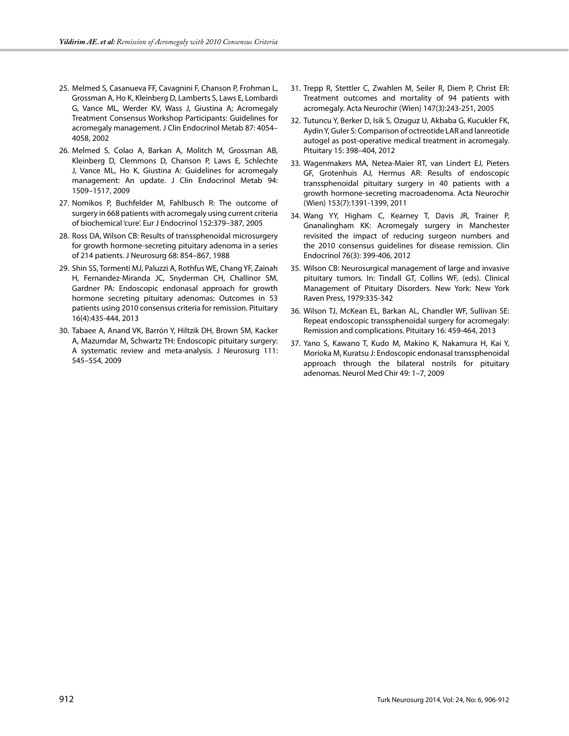25. Melmed S, Casanueva FF, Cavagnini F, Chanson P, Frohman L, Grossman A, Ho K, Kleinberg D, Lamberts S, Laws E, Lombardi G, Vance ML, Werder KV, Wass J, Giustina A; Acromegaly Treatment Consensus Workshop Participants: Guidelines for acromegaly management. J Clin Endocrinol Metab 87: 4054–4058, 2002
26. Melmed S, Colao A, Barkan A, Molitch M, Grossman AB, Kleinberg D, Clemmons D, Chanson P, Laws E, Schlechte J, Vance ML, Ho K, Giustina A: Guidelines for acromegaly management: An update. J Clin Endocrinol Metab 94: 1509–1517, 2009
27. Nomikos P, Buchfelder M, Fahlbusch R: The outcome of surgery in 668 patients with acromegaly using current criteria of biochemical 'cure'. Eur J Endocrinol 152:379–387, 2005
28. Ross DA, Wilson CB: Results of transsphenoidal microsurgery for growth hormone-secreting pituitary adenoma in a series of 214 patients. J Neurosurg 68: 854–867, 1988
29. Shin SS, Tormenti MJ, Paluzzi A, Rothfus WE, Chang YF, Zainah H, Fernandez-Miranda JC, Snyderman CH, Challinor SM, Gardner PA: Endoscopic endonasal approach for growth hormone secreting pituitary adenomas: Outcomes in 53 patients using 2010 consensus criteria for remission. Pituitary 16(4):435-444, 2013
30. Tabaee A, Anand VK, Barrón Y, Hiltzik DH, Brown SM, Kacker A, Mazumdar M, Schwartz TH: Endoscopic pituitary surgery: A systematic review and meta-analysis. J Neurosurg 111: 545–554, 2009
31. Trepp R, Stettler C, Zwahlen M, Seiler R, Diem P, Christ ER: Treatment outcomes and mortality of 94 patients with acromegaly. Acta Neurochir (Wien) 147(3):243-251, 2005
32. Tutuncu Y, Berker D, Isik S, Ozuguz U, Akbaba G, Kucukler FK, Aydin Y, Guler S: Comparison of octreotide LAR and lanreotide autogel as post-operative medical treatment in acromegaly. Pituitary 15: 398–404, 2012
33. Wagenmakers MA, Netea-Maier RT, van Lindert EJ, Pieters GF, Grotenhuis AJ, Hermus AR: Results of endoscopic transsphenoidal pituitary surgery in 40 patients with a growth hormone-secreting macroadenoma. Acta Neurochir (Wien) 153(7):1391-1399, 2011
34. Wang YY, Higham C, Kearney T, Davis JR, Trainer P, Gnanalingham KK: Acromegaly surgery in Manchester revisited the impact of reducing surgeon numbers and the 2010 consensus guidelines for disease remission. Clin Endocrinol 76(3): 399-406, 2012
35. Wilson CB: Neurosurgical management of large and invasive pituitary tumors. In: Tindall GT, Collins WF, (eds). Clinical Management of Pituitary Disorders. New York: New York Raven Press, 1979:335-342
36. Wilson TJ, McKean EL, Barkan AL, Chandler WF, Sullivan SE: Repeat endoscopic transsphenoidal surgery for acromegaly: Remission and complications. Pituitary 16: 459-464, 2013
37. Yano S, Kawano T, Kudo M, Makino K, Nakamura H, Kai Y, Morioka M, Kuratsu J: Endoscopic endonasal transsphenoidal approach through the bilateral nostrils for pituitary adenomas. Neurol Med Chir 49: 1–7, 2009